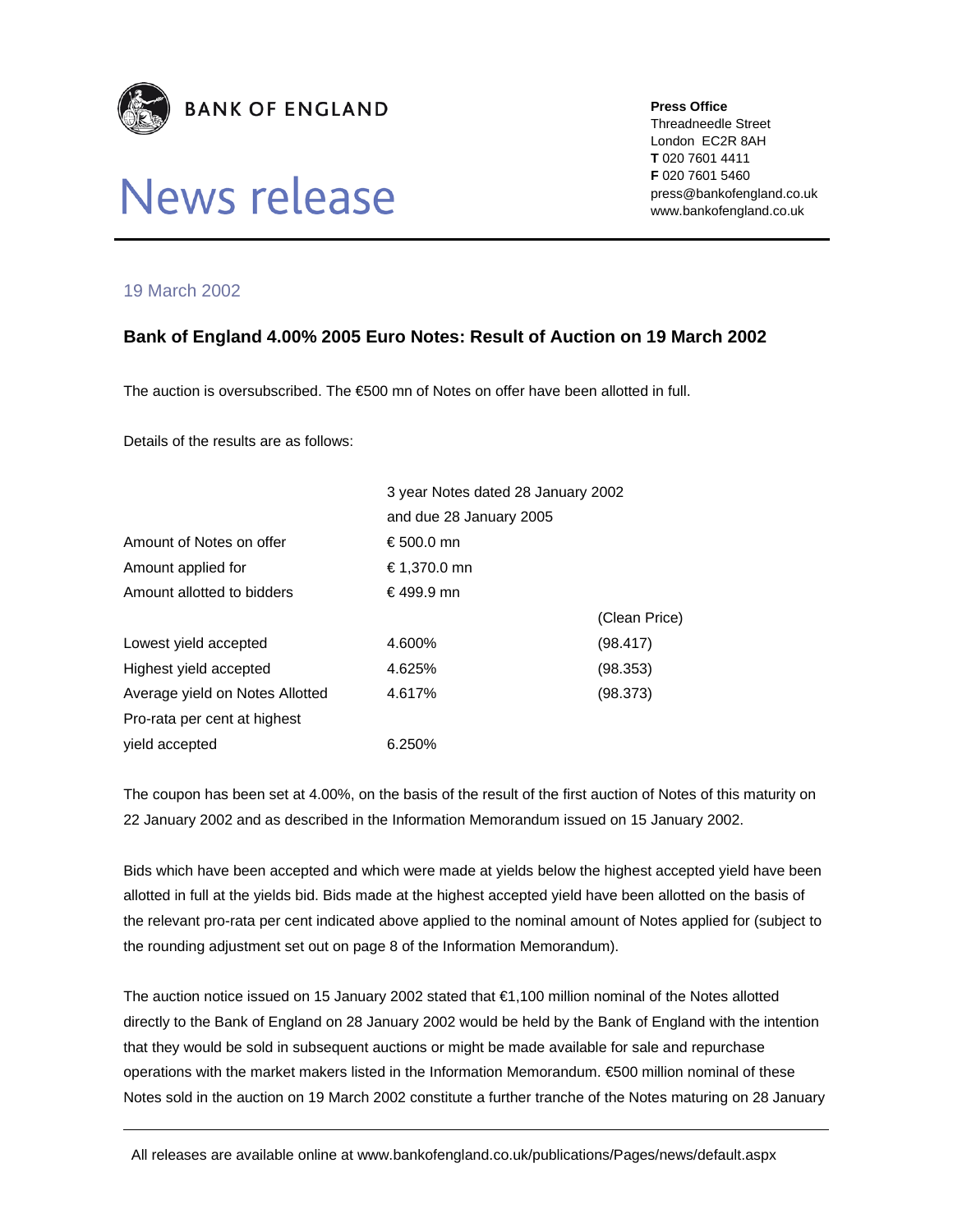**BANK OF ENGLAND**

# News release

**Press Office**
Threadneedle Street
London EC2R 8AH
**T** 020 7601 4411
**F** 020 7601 5460
press@bankofengland.co.uk
www.bankofengland.co.uk

19 March 2002

## Bank of England 4.00% 2005 Euro Notes: Result of Auction on 19 March 2002

The auction is oversubscribed. The €500 mn of Notes on offer have been allotted in full.

Details of the results are as follows:

| | 3 year Notes dated 28 January 2002 and due 28 January 2005 | |
|---|---|---|
| Amount of Notes on offer | € 500.0 mn | |
| Amount applied for | € 1,370.0 mn | |
| Amount allotted to bidders | € 499.9 mn | |
| | | (Clean Price) |
| Lowest yield accepted | 4.600% | (98.417) |
| Highest yield accepted | 4.625% | (98.353) |
| Average yield on Notes Allotted | 4.617% | (98.373) |
| Pro-rata per cent at highest yield accepted | 6.250% | |

The coupon has been set at 4.00%, on the basis of the result of the first auction of Notes of this maturity on 22 January 2002 and as described in the Information Memorandum issued on 15 January 2002.

Bids which have been accepted and which were made at yields below the highest accepted yield have been allotted in full at the yields bid. Bids made at the highest accepted yield have been allotted on the basis of the relevant pro-rata per cent indicated above applied to the nominal amount of Notes applied for (subject to the rounding adjustment set out on page 8 of the Information Memorandum).

The auction notice issued on 15 January 2002 stated that €1,100 million nominal of the Notes allotted directly to the Bank of England on 28 January 2002 would be held by the Bank of England with the intention that they would be sold in subsequent auctions or might be made available for sale and repurchase operations with the market makers listed in the Information Memorandum. €500 million nominal of these Notes sold in the auction on 19 March 2002 constitute a further tranche of the Notes maturing on 28 January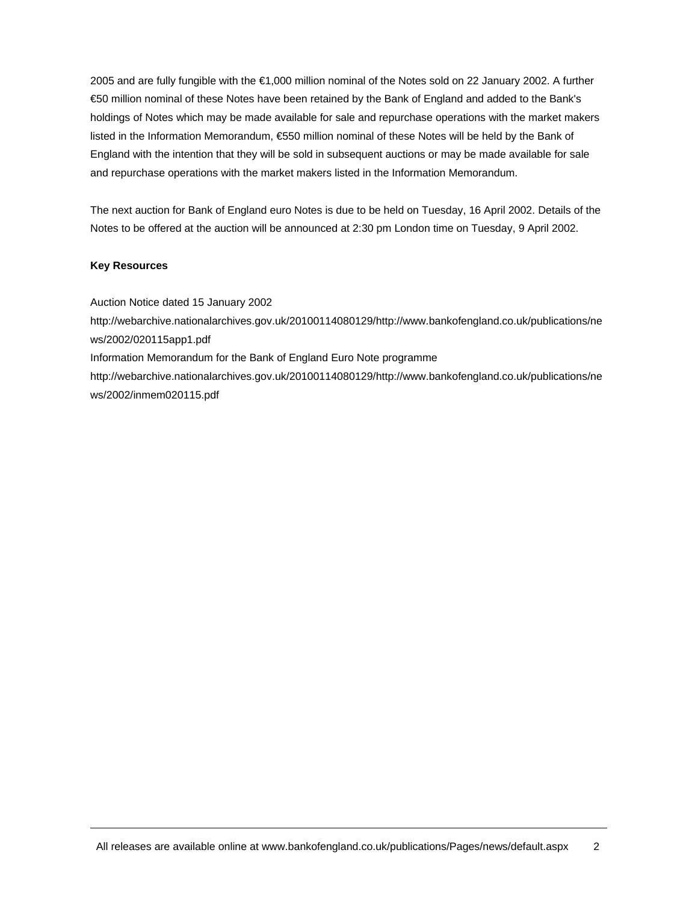2005 and are fully fungible with the €1,000 million nominal of the Notes sold on 22 January 2002. A further €50 million nominal of these Notes have been retained by the Bank of England and added to the Bank's holdings of Notes which may be made available for sale and repurchase operations with the market makers listed in the Information Memorandum, €550 million nominal of these Notes will be held by the Bank of England with the intention that they will be sold in subsequent auctions or may be made available for sale and repurchase operations with the market makers listed in the Information Memorandum.

The next auction for Bank of England euro Notes is due to be held on Tuesday, 16 April 2002. Details of the Notes to be offered at the auction will be announced at 2:30 pm London time on Tuesday, 9 April 2002.

**Key Resources**

Auction Notice dated 15 January 2002
http://webarchive.nationalarchives.gov.uk/20100114080129/http://www.bankofengland.co.uk/publications/news/2002/020115app1.pdf
Information Memorandum for the Bank of England Euro Note programme
http://webarchive.nationalarchives.gov.uk/20100114080129/http://www.bankofengland.co.uk/publications/news/2002/inmem020115.pdf